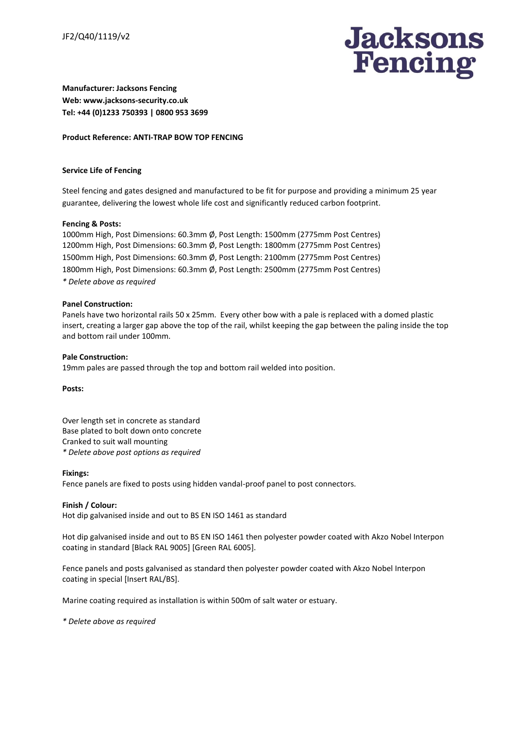JF2/Q40/1119/v2

Jacksons Fencing

**Manufacturer: Jacksons Fencing**
**Web: www.jacksons-security.co.uk**
**Tel: +44 (0)1233 750393 | 0800 953 3699**

**Product Reference: ANTI-TRAP BOW TOP FENCING**

**Service Life of Fencing**

Steel fencing and gates designed and manufactured to be fit for purpose and providing a minimum 25 year guarantee, delivering the lowest whole life cost and significantly reduced carbon footprint.

**Fencing & Posts:**

1000mm High, Post Dimensions: 60.3mm Ø, Post Length: 1500mm (2775mm Post Centres)
1200mm High, Post Dimensions: 60.3mm Ø, Post Length: 1800mm (2775mm Post Centres)
1500mm High, Post Dimensions: 60.3mm Ø, Post Length: 2100mm (2775mm Post Centres)
1800mm High, Post Dimensions: 60.3mm Ø, Post Length: 2500mm (2775mm Post Centres)
*\* Delete above as required*

**Panel Construction:**

Panels have two horizontal rails 50 x 25mm. Every other bow with a pale is replaced with a domed plastic insert, creating a larger gap above the top of the rail, whilst keeping the gap between the paling inside the top and bottom rail under 100mm.

**Pale Construction:**

19mm pales are passed through the top and bottom rail welded into position.

**Posts:**

Over length set in concrete as standard
Base plated to bolt down onto concrete
Cranked to suit wall mounting
*\* Delete above post options as required*

**Fixings:**

Fence panels are fixed to posts using hidden vandal-proof panel to post connectors.

**Finish / Colour:**

Hot dip galvanised inside and out to BS EN ISO 1461 as standard

Hot dip galvanised inside and out to BS EN ISO 1461 then polyester powder coated with Akzo Nobel Interpon coating in standard [Black RAL 9005] [Green RAL 6005].

Fence panels and posts galvanised as standard then polyester powder coated with Akzo Nobel Interpon coating in special [Insert RAL/BS].

Marine coating required as installation is within 500m of salt water or estuary.

*\* Delete above as required*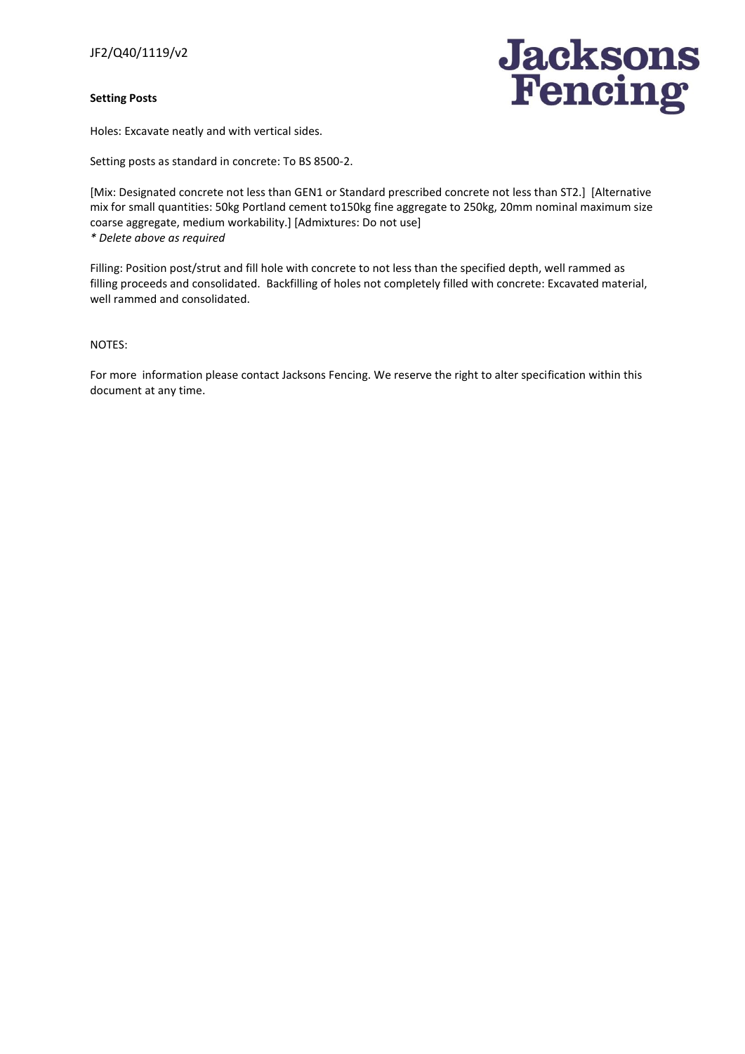JF2/Q40/1119/v2

**Setting Posts**

Holes: Excavate neatly and with vertical sides.

Setting posts as standard in concrete: To BS 8500-2.

[Mix: Designated concrete not less than GEN1 or Standard prescribed concrete not less than ST2.] [Alternative mix for small quantities: 50kg Portland cement to150kg fine aggregate to 250kg, 20mm nominal maximum size coarse aggregate, medium workability.] [Admixtures: Do not use]
*\* Delete above as required*

Filling: Position post/strut and fill hole with concrete to not less than the specified depth, well rammed as filling proceeds and consolidated. Backfilling of holes not completely filled with concrete: Excavated material, well rammed and consolidated.

NOTES:

For more information please contact Jacksons Fencing. We reserve the right to alter specification within this document at any time.